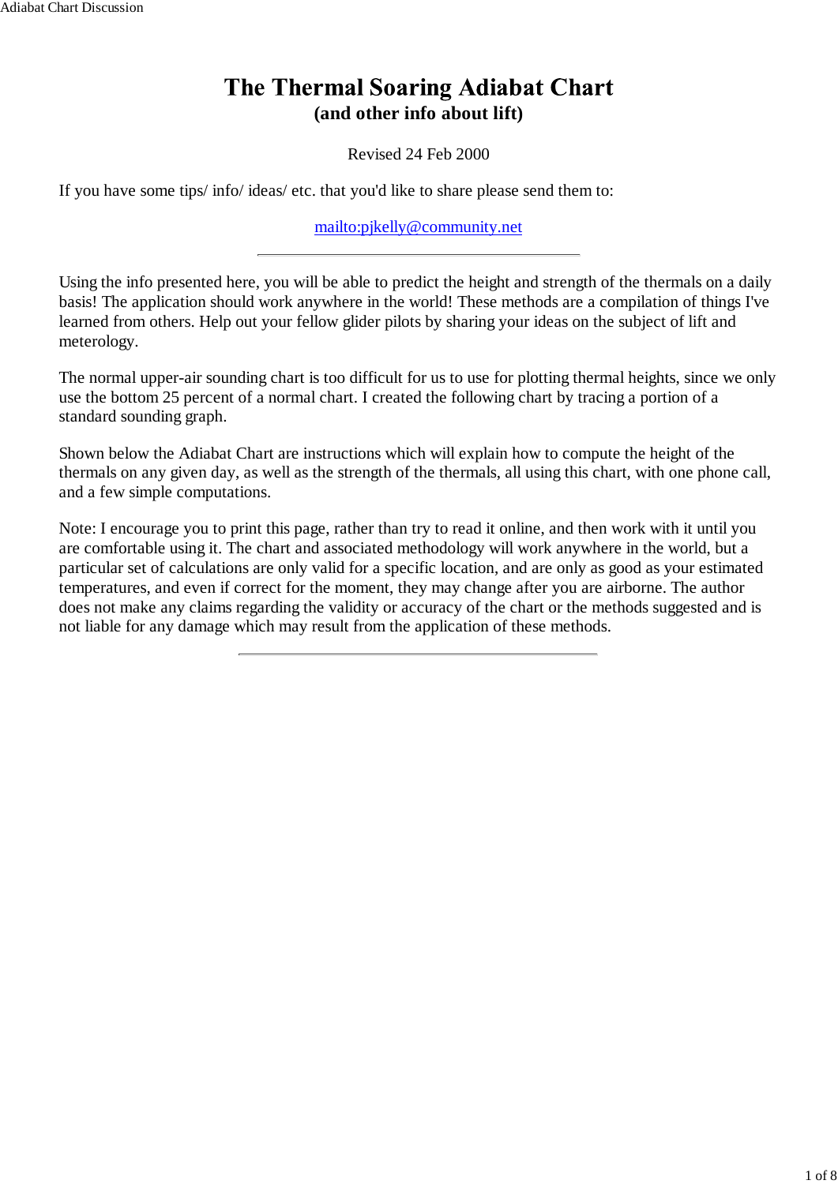# The Thermal Soaring Adiabat Chart
## (and other info about lift)

Revised 24 Feb 2000

If you have some tips/ info/ ideas/ etc. that you'd like to share please send them to:

[mailto:pjkelly@community.net](mailto:pjkelly@community.net)

---

Using the info presented here, you will be able to predict the height and strength of the thermals on a daily basis! The application should work anywhere in the world! These methods are a compilation of things I've learned from others. Help out your fellow glider pilots by sharing your ideas on the subject of lift and meterology.

The normal upper-air sounding chart is too difficult for us to use for plotting thermal heights, since we only use the bottom 25 percent of a normal chart. I created the following chart by tracing a portion of a standard sounding graph.

Shown below the Adiabat Chart are instructions which will explain how to compute the height of the thermals on any given day, as well as the strength of the thermals, all using this chart, with one phone call, and a few simple computations.

Note: I encourage you to print this page, rather than try to read it online, and then work with it until you are comfortable using it. The chart and associated methodology will work anywhere in the world, but a particular set of calculations are only valid for a specific location, and are only as good as your estimated temperatures, and even if correct for the moment, they may change after you are airborne. The author does not make any claims regarding the validity or accuracy of the chart or the methods suggested and is not liable for any damage which may result from the application of these methods.

---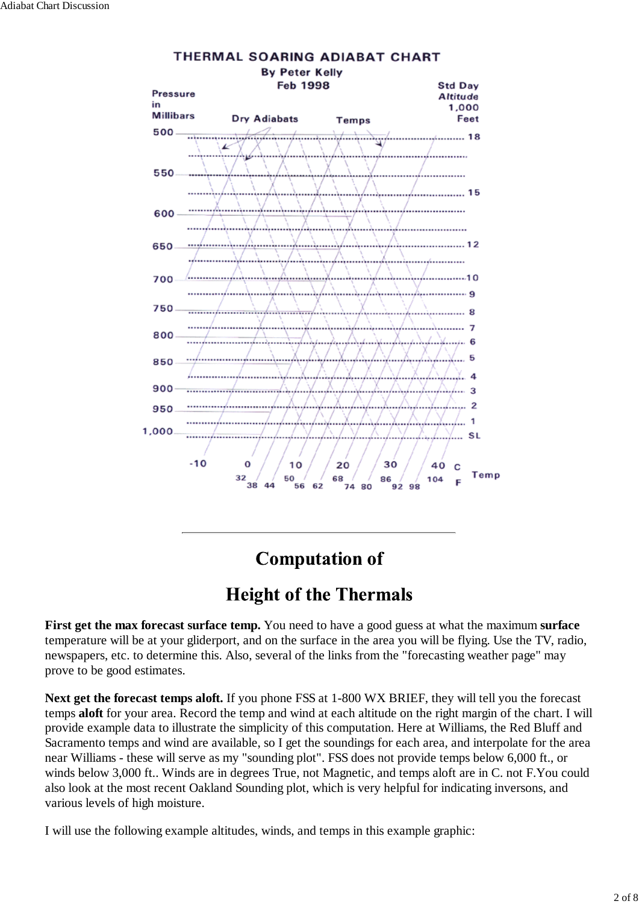THERMAL SOARING ADIABAT CHART

By Peter Kelly

Feb 1998

Pressure in Millibars

Dry Adiabats

Temps

Std Day Altitude 1,000 Feet

| Pressure (mb) | Std Day Altitude (1,000 ft) |
|---|---|
| 500 | 18 |
| | |
| 550 | |
| | 15 |
| 600 | |
| | |
| 650 | 12 |
| | |
| 700 | 10 |
| | 9 |
| 750 | 8 |
| | 7 |
| 800 | 6 |
| | 5 |
| 850 | 4 |
| 900 | 3 |
| 950 | 2 |
| | 1 |
| 1,000 | SL |

Temp C: -10, 0, 10, 20, 30, 40

Temp F: 32, 38, 44, 50, 56, 62, 68, 74, 80, 86, 92, 98, 104

---

# Computation of

# Height of the Thermals

**First get the max forecast surface temp.** You need to have a good guess at what the maximum **surface** temperature will be at your gliderport, and on the surface in the area you will be flying. Use the TV, radio, newspapers, etc. to determine this. Also, several of the links from the "forecasting weather page" may prove to be good estimates.

**Next get the forecast temps aloft.** If you phone FSS at 1-800 WX BRIEF, they will tell you the forecast temps **aloft** for your area. Record the temp and wind at each altitude on the right margin of the chart. I will provide example data to illustrate the simplicity of this computation. Here at Williams, the Red Bluff and Sacramento temps and wind are available, so I get the soundings for each area, and interpolate for the area near Williams - these will serve as my "sounding plot". FSS does not provide temps below 6,000 ft., or winds below 3,000 ft.. Winds are in degrees True, not Magnetic, and temps aloft are in C. not F.You could also look at the most recent Oakland Sounding plot, which is very helpful for indicating inversons, and various levels of high moisture.

I will use the following example altitudes, winds, and temps in this example graphic: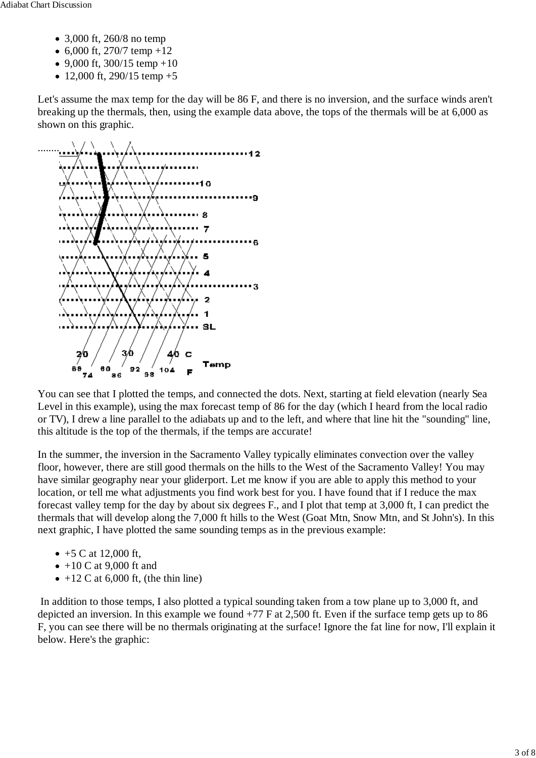- 3,000 ft, 260/8 no temp
- 6,000 ft, 270/7 temp +12
- 9,000 ft, 300/15 temp +10
- 12,000 ft, 290/15 temp +5

Let's assume the max temp for the day will be 86 F, and there is no inversion, and the surface winds aren't breaking up the thermals, then, using the example data above, the tops of the thermals will be at 6,000 as shown on this graphic.

You can see that I plotted the temps, and connected the dots. Next, starting at field elevation (nearly Sea Level in this example), using the max forecast temp of 86 for the day (which I heard from the local radio or TV), I drew a line parallel to the adiabats up and to the left, and where that line hit the "sounding" line, this altitude is the top of the thermals, if the temps are accurate!

In the summer, the inversion in the Sacramento Valley typically eliminates convection over the valley floor, however, there are still good thermals on the hills to the West of the Sacramento Valley! You may have similar geography near your gliderport. Let me know if you are able to apply this method to your location, or tell me what adjustments you find work best for you. I have found that if I reduce the max forecast valley temp for the day by about six degrees F., and I plot that temp at 3,000 ft, I can predict the thermals that will develop along the 7,000 ft hills to the West (Goat Mtn, Snow Mtn, and St John's). In this next graphic, I have plotted the same sounding temps as in the previous example:

- +5 C at 12,000 ft,
- +10 C at 9,000 ft and
- +12 C at 6,000 ft, (the thin line)

In addition to those temps, I also plotted a typical sounding taken from a tow plane up to 3,000 ft, and depicted an inversion. In this example we found +77 F at 2,500 ft. Even if the surface temp gets up to 86 F, you can see there will be no thermals originating at the surface! Ignore the fat line for now, I'll explain it below. Here's the graphic: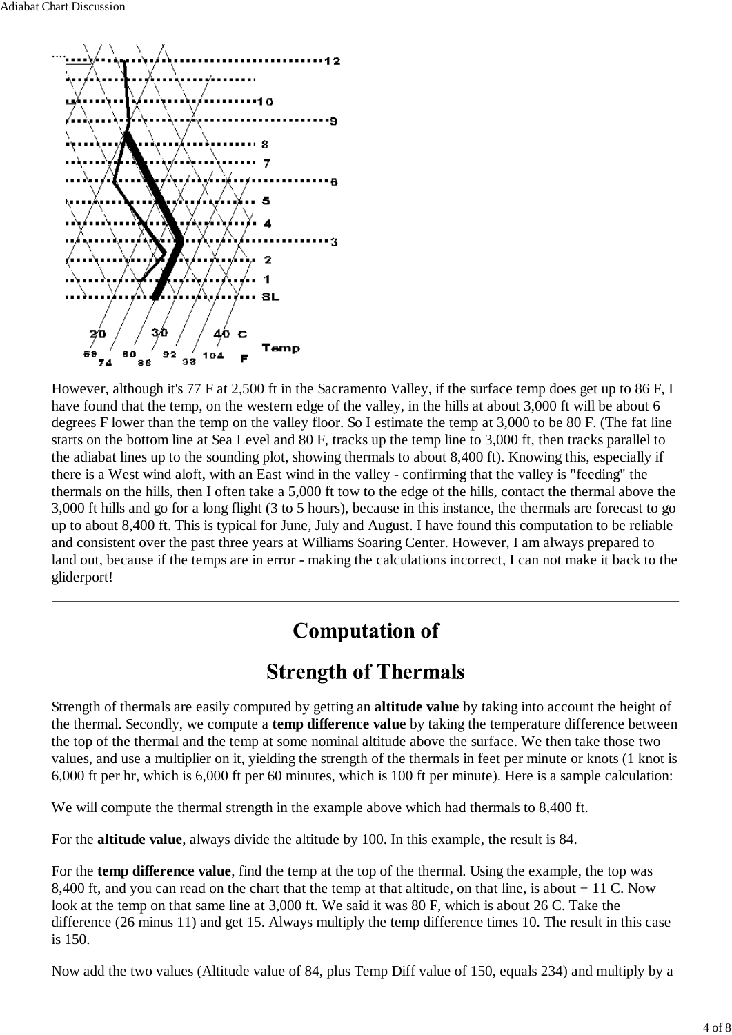....

However, although it's 77 F at 2,500 ft in the Sacramento Valley, if the surface temp does get up to 86 F, I have found that the temp, on the western edge of the valley, in the hills at about 3,000 ft will be about 6 degrees F lower than the temp on the valley floor. So I estimate the temp at 3,000 to be 80 F. (The fat line starts on the bottom line at Sea Level and 80 F, tracks up the temp line to 3,000 ft, then tracks parallel to the adiabat lines up to the sounding plot, showing thermals to about 8,400 ft). Knowing this, especially if there is a West wind aloft, with an East wind in the valley - confirming that the valley is "feeding" the thermals on the hills, then I often take a 5,000 ft tow to the edge of the hills, contact the thermal above the 3,000 ft hills and go for a long flight (3 to 5 hours), because in this instance, the thermals are forecast to go up to about 8,400 ft. This is typical for June, July and August. I have found this computation to be reliable and consistent over the past three years at Williams Soaring Center. However, I am always prepared to land out, because if the temps are in error - making the calculations incorrect, I can not make it back to the gliderport!

---

# Computation of

# Strength of Thermals

Strength of thermals are easily computed by getting an **altitude value** by taking into account the height of the thermal. Secondly, we compute a **temp difference value** by taking the temperature difference between the top of the thermal and the temp at some nominal altitude above the surface. We then take those two values, and use a multiplier on it, yielding the strength of the thermals in feet per minute or knots (1 knot is 6,000 ft per hr, which is 6,000 ft per 60 minutes, which is 100 ft per minute). Here is a sample calculation:

We will compute the thermal strength in the example above which had thermals to 8,400 ft.

For the **altitude value**, always divide the altitude by 100. In this example, the result is 84.

For the **temp difference value**, find the temp at the top of the thermal. Using the example, the top was 8,400 ft, and you can read on the chart that the temp at that altitude, on that line, is about + 11 C. Now look at the temp on that same line at 3,000 ft. We said it was 80 F, which is about 26 C. Take the difference (26 minus 11) and get 15. Always multiply the temp difference times 10. The result in this case is 150.

Now add the two values (Altitude value of 84, plus Temp Diff value of 150, equals 234) and multiply by a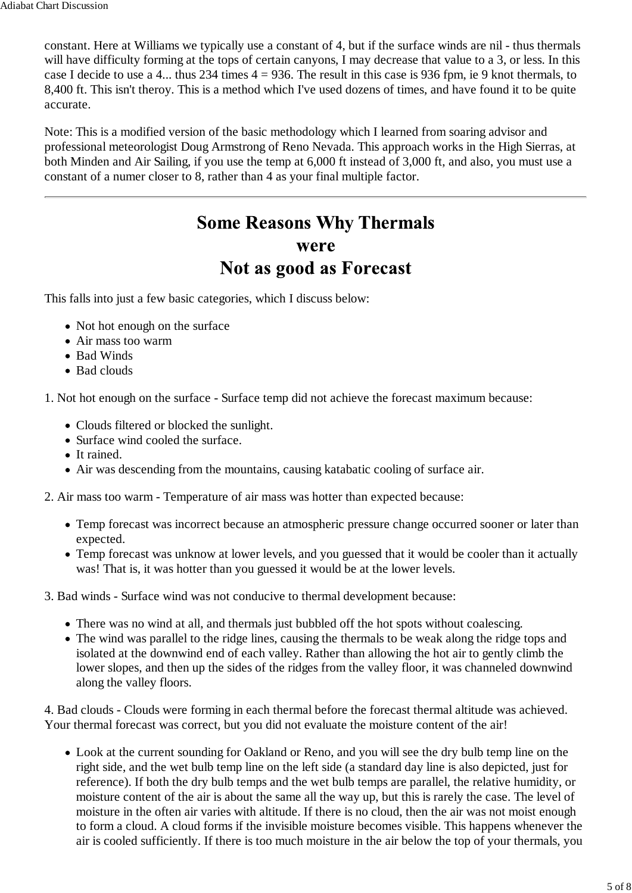constant. Here at Williams we typically use a constant of 4, but if the surface winds are nil - thus thermals will have difficulty forming at the tops of certain canyons, I may decrease that value to a 3, or less. In this case I decide to use a 4... thus 234 times 4 = 936. The result in this case is 936 fpm, ie 9 knot thermals, to 8,400 ft. This isn't theroy. This is a method which I've used dozens of times, and have found it to be quite accurate.

Note: This is a modified version of the basic methodology which I learned from soaring advisor and professional meteorologist Doug Armstrong of Reno Nevada. This approach works in the High Sierras, at both Minden and Air Sailing, if you use the temp at 6,000 ft instead of 3,000 ft, and also, you must use a constant of a numer closer to 8, rather than 4 as your final multiple factor.

---

# Some Reasons Why Thermals were Not as good as Forecast

This falls into just a few basic categories, which I discuss below:

- Not hot enough on the surface
- Air mass too warm
- Bad Winds
- Bad clouds

1. Not hot enough on the surface - Surface temp did not achieve the forecast maximum because:

- Clouds filtered or blocked the sunlight.
- Surface wind cooled the surface.
- It rained.
- Air was descending from the mountains, causing katabatic cooling of surface air.

2. Air mass too warm - Temperature of air mass was hotter than expected because:

- Temp forecast was incorrect because an atmospheric pressure change occurred sooner or later than expected.
- Temp forecast was unknow at lower levels, and you guessed that it would be cooler than it actually was! That is, it was hotter than you guessed it would be at the lower levels.

3. Bad winds - Surface wind was not conducive to thermal development because:

- There was no wind at all, and thermals just bubbled off the hot spots without coalescing.
- The wind was parallel to the ridge lines, causing the thermals to be weak along the ridge tops and isolated at the downwind end of each valley. Rather than allowing the hot air to gently climb the lower slopes, and then up the sides of the ridges from the valley floor, it was channeled downwind along the valley floors.

4. Bad clouds - Clouds were forming in each thermal before the forecast thermal altitude was achieved. Your thermal forecast was correct, but you did not evaluate the moisture content of the air!

- Look at the current sounding for Oakland or Reno, and you will see the dry bulb temp line on the right side, and the wet bulb temp line on the left side (a standard day line is also depicted, just for reference). If both the dry bulb temps and the wet bulb temps are parallel, the relative humidity, or moisture content of the air is about the same all the way up, but this is rarely the case. The level of moisture in the often air varies with altitude. If there is no cloud, then the air was not moist enough to form a cloud. A cloud forms if the invisible moisture becomes visible. This happens whenever the air is cooled sufficiently. If there is too much moisture in the air below the top of your thermals, you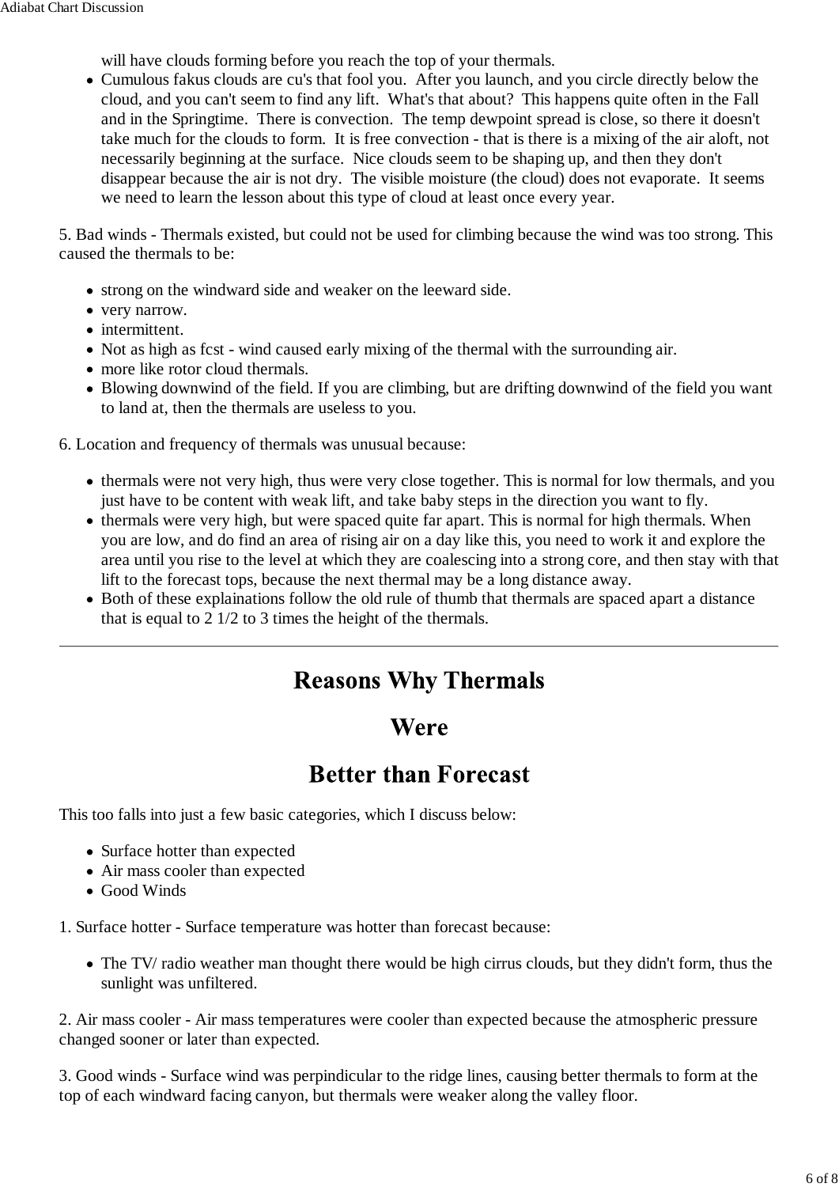will have clouds forming before you reach the top of your thermals.

- Cumulous fakus clouds are cu's that fool you. After you launch, and you circle directly below the cloud, and you can't seem to find any lift. What's that about? This happens quite often in the Fall and in the Springtime. There is convection. The temp dewpoint spread is close, so there it doesn't take much for the clouds to form. It is free convection - that is there is a mixing of the air aloft, not necessarily beginning at the surface. Nice clouds seem to be shaping up, and then they don't disappear because the air is not dry. The visible moisture (the cloud) does not evaporate. It seems we need to learn the lesson about this type of cloud at least once every year.

5. Bad winds - Thermals existed, but could not be used for climbing because the wind was too strong. This caused the thermals to be:

- strong on the windward side and weaker on the leeward side.
- very narrow.
- intermittent.
- Not as high as fcst - wind caused early mixing of the thermal with the surrounding air.
- more like rotor cloud thermals.
- Blowing downwind of the field. If you are climbing, but are drifting downwind of the field you want to land at, then the thermals are useless to you.

6. Location and frequency of thermals was unusual because:

- thermals were not very high, thus were very close together. This is normal for low thermals, and you just have to be content with weak lift, and take baby steps in the direction you want to fly.
- thermals were very high, but were spaced quite far apart. This is normal for high thermals. When you are low, and do find an area of rising air on a day like this, you need to work it and explore the area until you rise to the level at which they are coalescing into a strong core, and then stay with that lift to the forecast tops, because the next thermal may be a long distance away.
- Both of these explainations follow the old rule of thumb that thermals are spaced apart a distance that is equal to 2 1/2 to 3 times the height of the thermals.

---

# Reasons Why Thermals Were Better than Forecast

This too falls into just a few basic categories, which I discuss below:

- Surface hotter than expected
- Air mass cooler than expected
- Good Winds

1. Surface hotter - Surface temperature was hotter than forecast because:

- The TV/ radio weather man thought there would be high cirrus clouds, but they didn't form, thus the sunlight was unfiltered.

2. Air mass cooler - Air mass temperatures were cooler than expected because the atmospheric pressure changed sooner or later than expected.

3. Good winds - Surface wind was perpindicular to the ridge lines, causing better thermals to form at the top of each windward facing canyon, but thermals were weaker along the valley floor.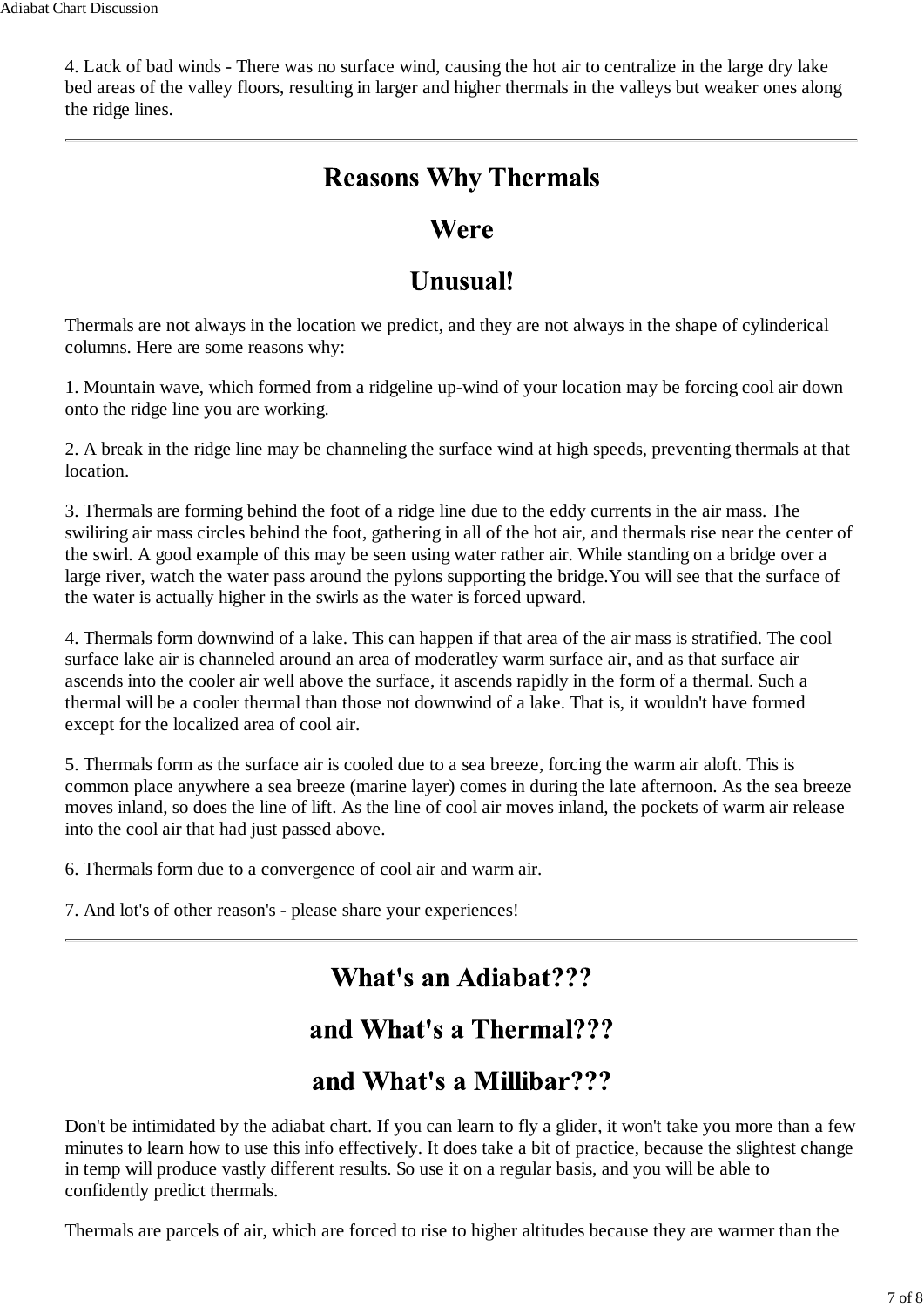4. Lack of bad winds - There was no surface wind, causing the hot air to centralize in the large dry lake bed areas of the valley floors, resulting in larger and higher thermals in the valleys but weaker ones along the ridge lines.

---

# Reasons Why Thermals Were Unusual!

Thermals are not always in the location we predict, and they are not always in the shape of cylinderical columns. Here are some reasons why:

1. Mountain wave, which formed from a ridgeline up-wind of your location may be forcing cool air down onto the ridge line you are working.

2. A break in the ridge line may be channeling the surface wind at high speeds, preventing thermals at that location.

3. Thermals are forming behind the foot of a ridge line due to the eddy currents in the air mass. The swiliring air mass circles behind the foot, gathering in all of the hot air, and thermals rise near the center of the swirl. A good example of this may be seen using water rather air. While standing on a bridge over a large river, watch the water pass around the pylons supporting the bridge.You will see that the surface of the water is actually higher in the swirls as the water is forced upward.

4. Thermals form downwind of a lake. This can happen if that area of the air mass is stratified. The cool surface lake air is channeled around an area of moderatley warm surface air, and as that surface air ascends into the cooler air well above the surface, it ascends rapidly in the form of a thermal. Such a thermal will be a cooler thermal than those not downwind of a lake. That is, it wouldn't have formed except for the localized area of cool air.

5. Thermals form as the surface air is cooled due to a sea breeze, forcing the warm air aloft. This is common place anywhere a sea breeze (marine layer) comes in during the late afternoon. As the sea breeze moves inland, so does the line of lift. As the line of cool air moves inland, the pockets of warm air release into the cool air that had just passed above.

6. Thermals form due to a convergence of cool air and warm air.

7. And lot's of other reason's - please share your experiences!

---

# What's an Adiabat??? and What's a Thermal??? and What's a Millibar???

Don't be intimidated by the adiabat chart. If you can learn to fly a glider, it won't take you more than a few minutes to learn how to use this info effectively. It does take a bit of practice, because the slightest change in temp will produce vastly different results. So use it on a regular basis, and you will be able to confidently predict thermals.

Thermals are parcels of air, which are forced to rise to higher altitudes because they are warmer than the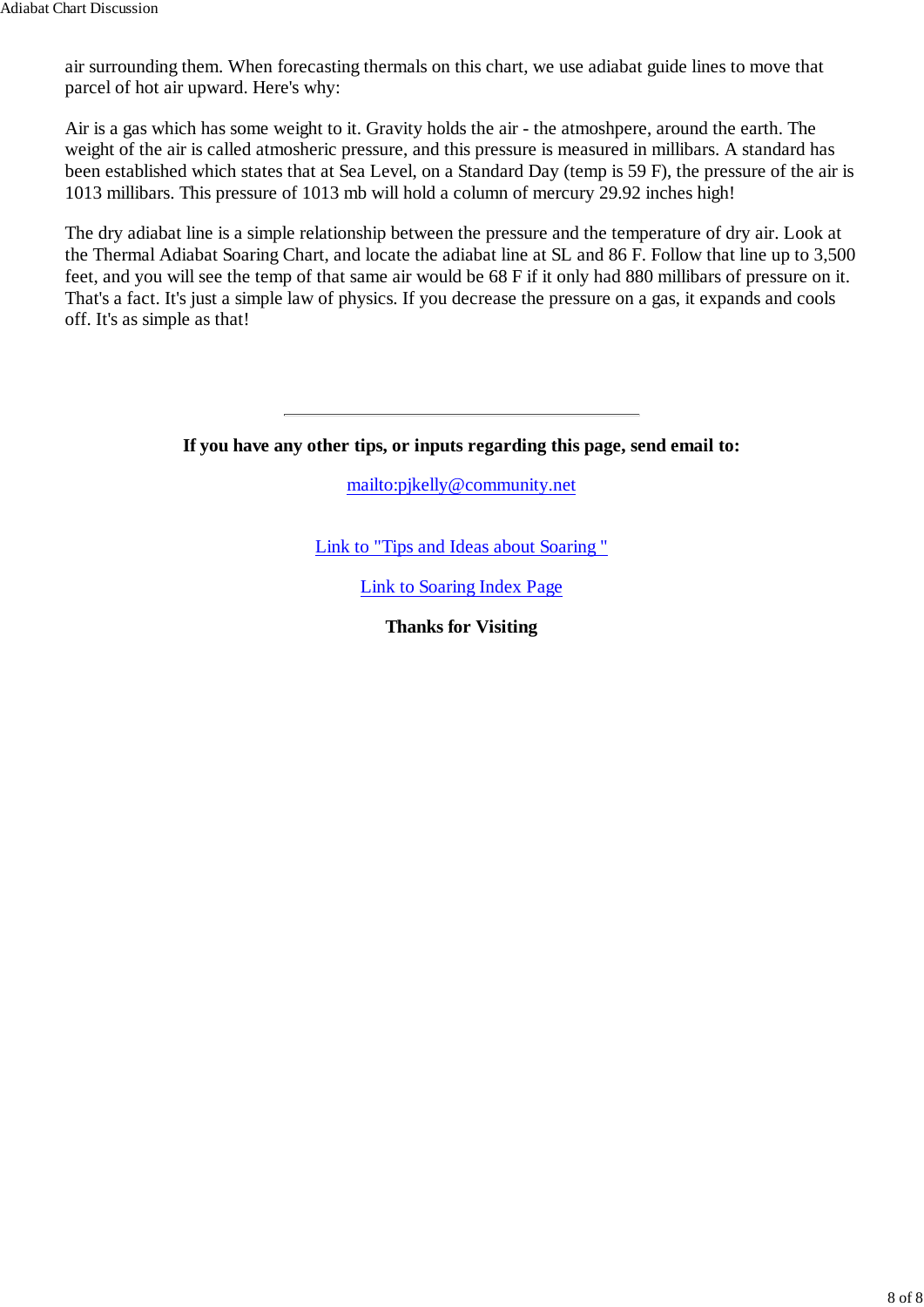air surrounding them. When forecasting thermals on this chart, we use adiabat guide lines to move that parcel of hot air upward. Here's why:

Air is a gas which has some weight to it. Gravity holds the air - the atmoshpere, around the earth. The weight of the air is called atmosheric pressure, and this pressure is measured in millibars. A standard has been established which states that at Sea Level, on a Standard Day (temp is 59 F), the pressure of the air is 1013 millibars. This pressure of 1013 mb will hold a column of mercury 29.92 inches high!

The dry adiabat line is a simple relationship between the pressure and the temperature of dry air. Look at the Thermal Adiabat Soaring Chart, and locate the adiabat line at SL and 86 F. Follow that line up to 3,500 feet, and you will see the temp of that same air would be 68 F if it only had 880 millibars of pressure on it. That's a fact. It's just a simple law of physics. If you decrease the pressure on a gas, it expands and cools off. It's as simple as that!

---

**If you have any other tips, or inputs regarding this page, send email to:**

mailto:pjkelly@community.net

Link to "Tips and Ideas about Soaring "

Link to Soaring Index Page

**Thanks for Visiting**